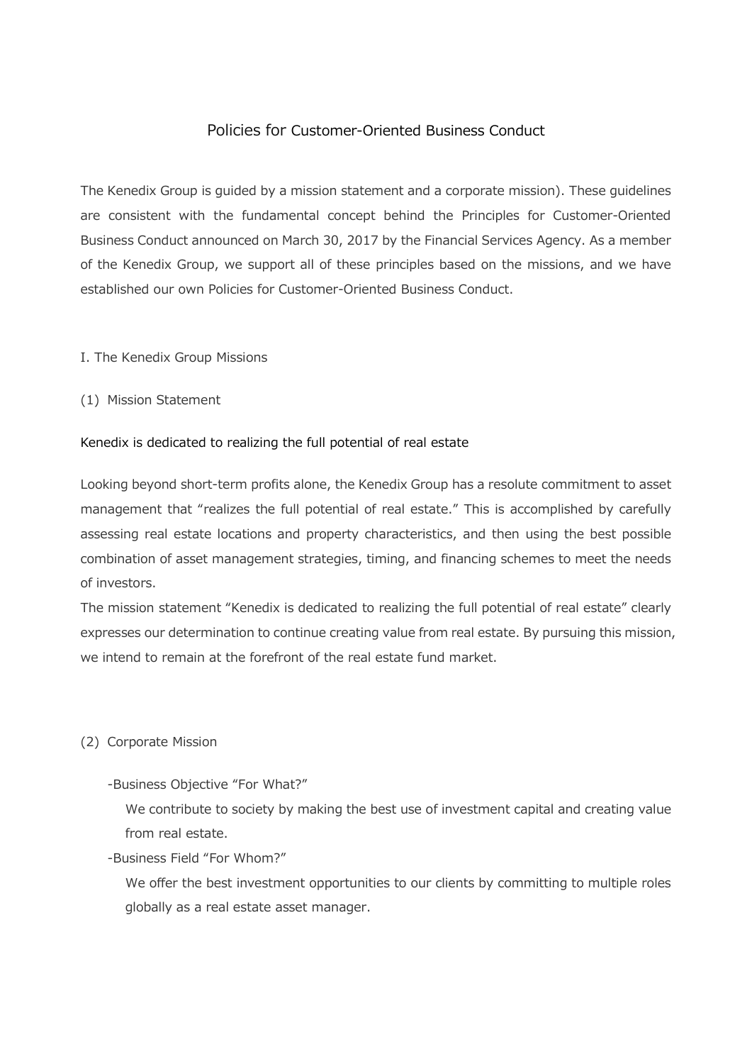# Policies for Customer-Oriented Business Conduct

The Kenedix Group is guided by a mission statement and a corporate mission). These guidelines are consistent with the fundamental concept behind the Principles for Customer-Oriented Business Conduct announced on March 30, 2017 by the Financial Services Agency. As a member of the Kenedix Group, we support all of these principles based on the missions, and we have established our own Policies for Customer-Oriented Business Conduct.

## I. The Kenedix Group Missions

### (1) Mission Statement

Kenedix is dedicated to realizing the full potential of real estate

Looking beyond short-term profits alone, the Kenedix Group has a resolute commitment to asset management that "realizes the full potential of real estate." This is accomplished by carefully assessing real estate locations and property characteristics, and then using the best possible combination of asset management strategies, timing, and financing schemes to meet the needs of investors.

The mission statement "Kenedix is dedicated to realizing the full potential of real estate" clearly expresses our determination to continue creating value from real estate. By pursuing this mission, we intend to remain at the forefront of the real estate fund market.

### (2) Corporate Mission

-Business Objective "For What?"

We contribute to society by making the best use of investment capital and creating value from real estate.

-Business Field "For Whom?"

We offer the best investment opportunities to our clients by committing to multiple roles globally as a real estate asset manager.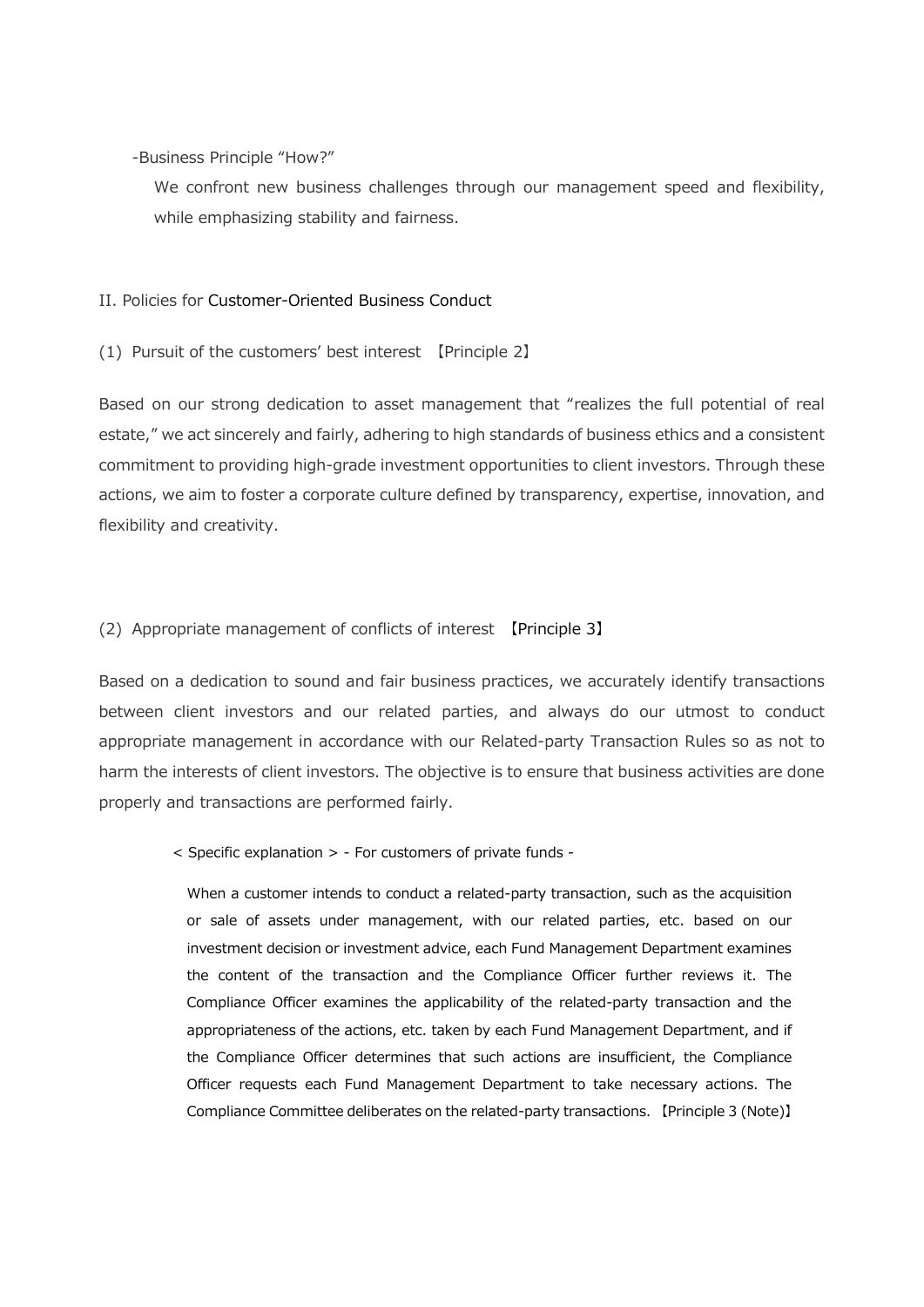-Business Principle "How?"

We confront new business challenges through our management speed and flexibility, while emphasizing stability and fairness.

## II. Policies for Customer-Oriented Business Conduct

### (1) Pursuit of the customers' best interest 【Principle 2】

Based on our strong dedication to asset management that "realizes the full potential of real estate," we act sincerely and fairly, adhering to high standards of business ethics and a consistent commitment to providing high-grade investment opportunities to client investors. Through these actions, we aim to foster a corporate culture defined by transparency, expertise, innovation, and flexibility and creativity.

### (2) Appropriate management of conflicts of interest 【Principle 3】

Based on a dedication to sound and fair business practices, we accurately identify transactions between client investors and our related parties, and always do our utmost to conduct appropriate management in accordance with our Related-party Transaction Rules so as not to harm the interests of client investors. The objective is to ensure that business activities are done properly and transactions are performed fairly.

< Specific explanation > - For customers of private funds -

When a customer intends to conduct a related-party transaction, such as the acquisition or sale of assets under management, with our related parties, etc. based on our investment decision or investment advice, each Fund Management Department examines the content of the transaction and the Compliance Officer further reviews it. The Compliance Officer examines the applicability of the related-party transaction and the appropriateness of the actions, etc. taken by each Fund Management Department, and if the Compliance Officer determines that such actions are insufficient, the Compliance Officer requests each Fund Management Department to take necessary actions. The Compliance Committee deliberates on the related-party transactions. 【Principle 3 (Note)】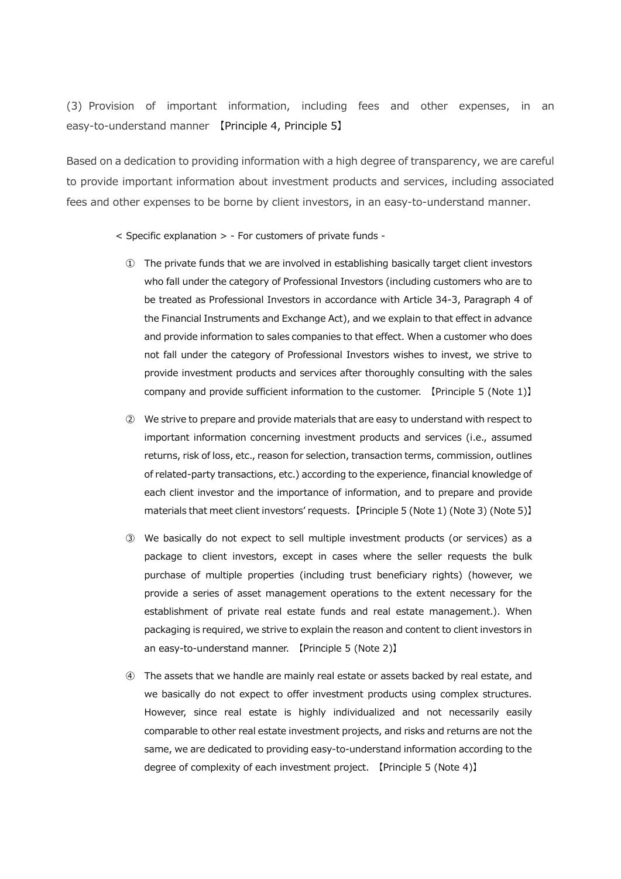### (3) Provision of important information, including fees and other expenses, in an easy-to-understand manner 【Principle 4, Principle 5】

Based on a dedication to providing information with a high degree of transparency, we are careful to provide important information about investment products and services, including associated fees and other expenses to be borne by client investors, in an easy-to-understand manner.

< Specific explanation > - For customers of private funds -

① The private funds that we are involved in establishing basically target client investors who fall under the category of Professional Investors (including customers who are to be treated as Professional Investors in accordance with Article 34-3, Paragraph 4 of the Financial Instruments and Exchange Act), and we explain to that effect in advance and provide information to sales companies to that effect. When a customer who does not fall under the category of Professional Investors wishes to invest, we strive to provide investment products and services after thoroughly consulting with the sales company and provide sufficient information to the customer. 【Principle 5 (Note 1)】

② We strive to prepare and provide materials that are easy to understand with respect to important information concerning investment products and services (i.e., assumed returns, risk of loss, etc., reason for selection, transaction terms, commission, outlines of related-party transactions, etc.) according to the experience, financial knowledge of each client investor and the importance of information, and to prepare and provide materials that meet client investors' requests.【Principle 5 (Note 1) (Note 3) (Note 5)】

③ We basically do not expect to sell multiple investment products (or services) as a package to client investors, except in cases where the seller requests the bulk purchase of multiple properties (including trust beneficiary rights) (however, we provide a series of asset management operations to the extent necessary for the establishment of private real estate funds and real estate management.). When packaging is required, we strive to explain the reason and content to client investors in an easy-to-understand manner. 【Principle 5 (Note 2)】

④ The assets that we handle are mainly real estate or assets backed by real estate, and we basically do not expect to offer investment products using complex structures. However, since real estate is highly individualized and not necessarily easily comparable to other real estate investment projects, and risks and returns are not the same, we are dedicated to providing easy-to-understand information according to the degree of complexity of each investment project. 【Principle 5 (Note 4)】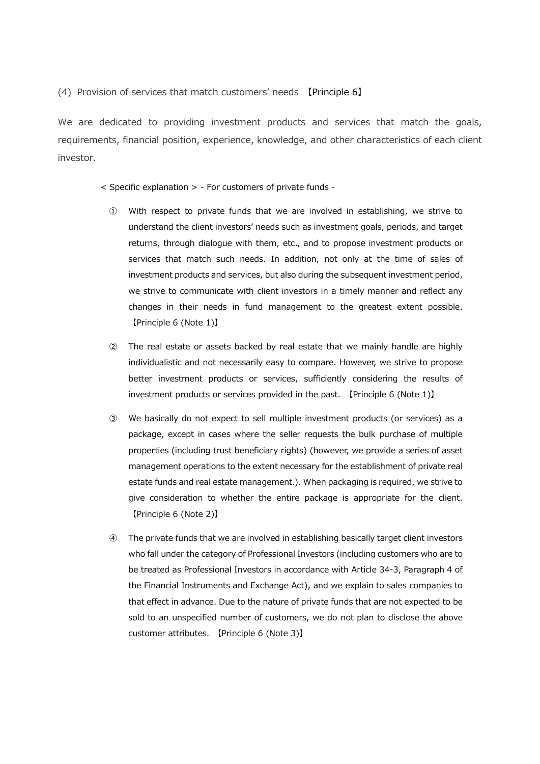### (4) Provision of services that match customers' needs 【Principle 6】

We are dedicated to providing investment products and services that match the goals, requirements, financial position, experience, knowledge, and other characteristics of each client investor.

< Specific explanation > - For customers of private funds -

① With respect to private funds that we are involved in establishing, we strive to understand the client investors' needs such as investment goals, periods, and target returns, through dialogue with them, etc., and to propose investment products or services that match such needs. In addition, not only at the time of sales of investment products and services, but also during the subsequent investment period, we strive to communicate with client investors in a timely manner and reflect any changes in their needs in fund management to the greatest extent possible. 【Principle 6 (Note 1)】

② The real estate or assets backed by real estate that we mainly handle are highly individualistic and not necessarily easy to compare. However, we strive to propose better investment products or services, sufficiently considering the results of investment products or services provided in the past. 【Principle 6 (Note 1)】

③ We basically do not expect to sell multiple investment products (or services) as a package, except in cases where the seller requests the bulk purchase of multiple properties (including trust beneficiary rights) (however, we provide a series of asset management operations to the extent necessary for the establishment of private real estate funds and real estate management.). When packaging is required, we strive to give consideration to whether the entire package is appropriate for the client. 【Principle 6 (Note 2)】

④ The private funds that we are involved in establishing basically target client investors who fall under the category of Professional Investors (including customers who are to be treated as Professional Investors in accordance with Article 34-3, Paragraph 4 of the Financial Instruments and Exchange Act), and we explain to sales companies to that effect in advance. Due to the nature of private funds that are not expected to be sold to an unspecified number of customers, we do not plan to disclose the above customer attributes. 【Principle 6 (Note 3)】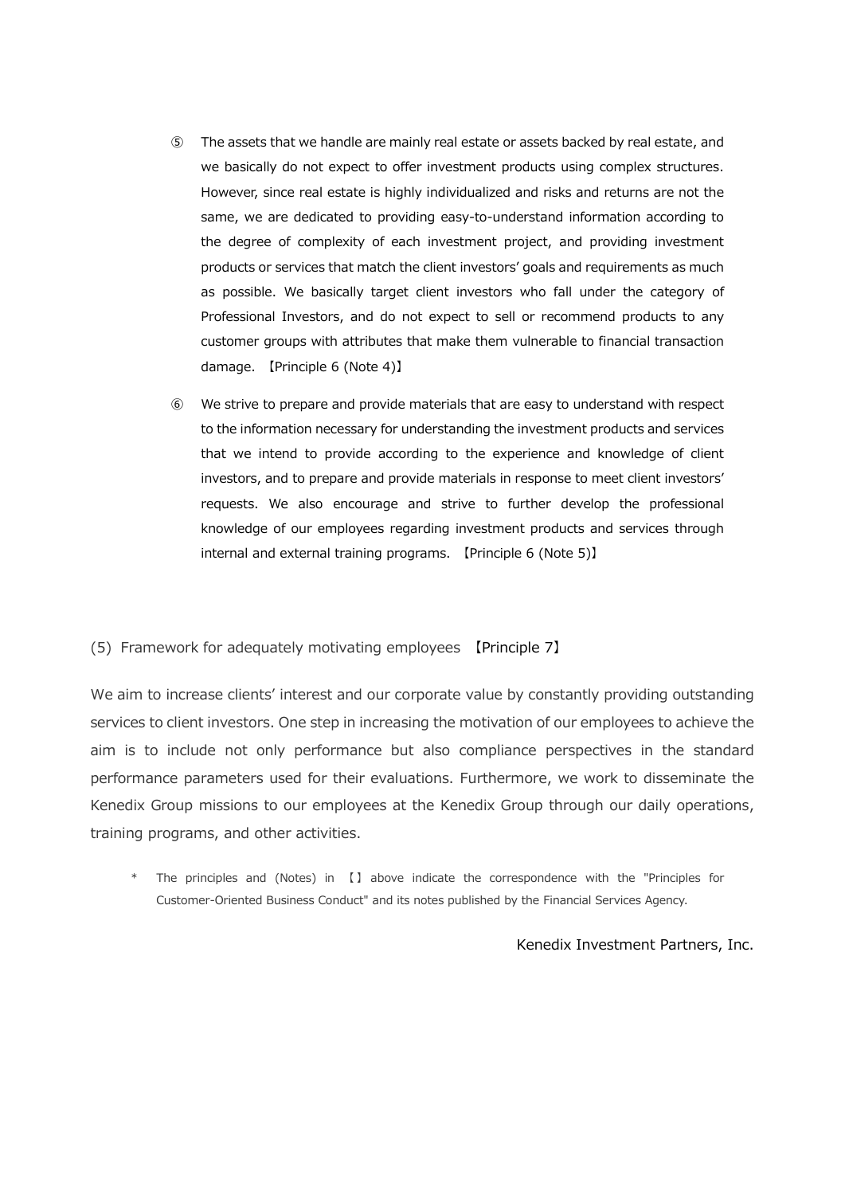⑤ The assets that we handle are mainly real estate or assets backed by real estate, and we basically do not expect to offer investment products using complex structures. However, since real estate is highly individualized and risks and returns are not the same, we are dedicated to providing easy-to-understand information according to the degree of complexity of each investment project, and providing investment products or services that match the client investors' goals and requirements as much as possible. We basically target client investors who fall under the category of Professional Investors, and do not expect to sell or recommend products to any customer groups with attributes that make them vulnerable to financial transaction damage. 【Principle 6 (Note 4)】

⑥ We strive to prepare and provide materials that are easy to understand with respect to the information necessary for understanding the investment products and services that we intend to provide according to the experience and knowledge of client investors, and to prepare and provide materials in response to meet client investors' requests. We also encourage and strive to further develop the professional knowledge of our employees regarding investment products and services through internal and external training programs. 【Principle 6 (Note 5)】

## (5) Framework for adequately motivating employees 【Principle 7】

We aim to increase clients' interest and our corporate value by constantly providing outstanding services to client investors. One step in increasing the motivation of our employees to achieve the aim is to include not only performance but also compliance perspectives in the standard performance parameters used for their evaluations. Furthermore, we work to disseminate the Kenedix Group missions to our employees at the Kenedix Group through our daily operations, training programs, and other activities.

\* The principles and (Notes) in 【】 above indicate the correspondence with the "Principles for Customer-Oriented Business Conduct" and its notes published by the Financial Services Agency.

Kenedix Investment Partners, Inc.